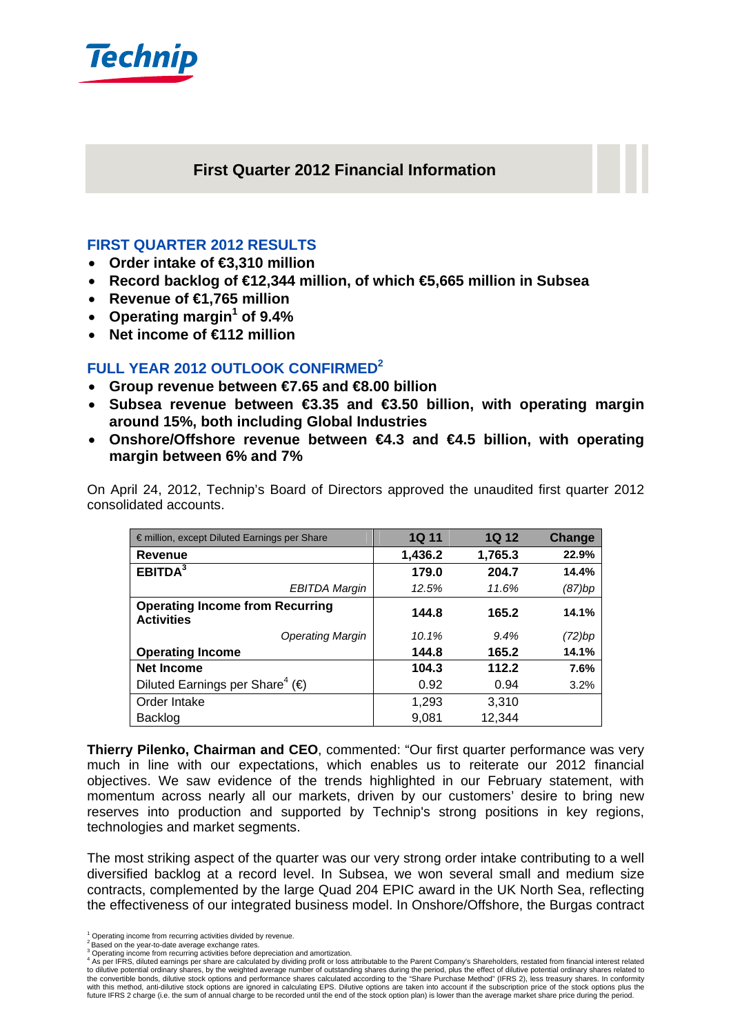Technip

# First Quarter 2012 Financial Information

## FIRST QUARTER 2012 RESULTS

- **Order intake of €3,310 million**
- **Record backlog of €12,344 million, of which €5,665 million in Subsea**
- **Revenue of €1,765 million**
- **Operating margin[1] of 9.4%**
- **Net income of €112 million**

## FULL YEAR 2012 OUTLOOK CONFIRMED[2]

- **Group revenue between €7.65 and €8.00 billion**
- **Subsea revenue between €3.35 and €3.50 billion, with operating margin around 15%, both including Global Industries**
- **Onshore/Offshore revenue between €4.3 and €4.5 billion, with operating margin between 6% and 7%**

On April 24, 2012, Technip's Board of Directors approved the unaudited first quarter 2012 consolidated accounts.

| € million, except Diluted Earnings per Share | 1Q 11 | 1Q 12 | Change |
|---|---|---|---|
| **Revenue** | **1,436.2** | **1,765.3** | **22.9%** |
| **EBITDA[3]** | **179.0** | **204.7** | **14.4%** |
| *EBITDA Margin* | *12.5%* | *11.6%* | *(87)bp* |
| **Operating Income from Recurring Activities** | **144.8** | **165.2** | **14.1%** |
| *Operating Margin* | *10.1%* | *9.4%* | *(72)bp* |
| **Operating Income** | **144.8** | **165.2** | **14.1%** |
| **Net Income** | **104.3** | **112.2** | **7.6%** |
| Diluted Earnings per Share[4] (€) | 0.92 | 0.94 | 3.2% |
| Order Intake | 1,293 | 3,310 | |
| Backlog | 9,081 | 12,344 | |

**Thierry Pilenko, Chairman and CEO**, commented: "Our first quarter performance was very much in line with our expectations, which enables us to reiterate our 2012 financial objectives. We saw evidence of the trends highlighted in our February statement, with momentum across nearly all our markets, driven by our customers' desire to bring new reserves into production and supported by Technip's strong positions in key regions, technologies and market segments.

The most striking aspect of the quarter was our very strong order intake contributing to a well diversified backlog at a record level. In Subsea, we won several small and medium size contracts, complemented by the large Quad 204 EPIC award in the UK North Sea, reflecting the effectiveness of our integrated business model. In Onshore/Offshore, the Burgas contract

[1] Operating income from recurring activities divided by revenue.
[2] Based on the year-to-date average exchange rates.
[3] Operating income from recurring activities before depreciation and amortization.
[4] As per IFRS, diluted earnings per share are calculated by dividing profit or loss attributable to the Parent Company's Shareholders, restated from financial interest related to dilutive potential ordinary shares, by the weighted average number of outstanding shares during the period, plus the effect of dilutive potential ordinary shares related to the convertible bonds, dilutive stock options and performance shares calculated according to the "Share Purchase Method" (IFRS 2), less treasury shares. In conformity with this method, anti-dilutive stock options are ignored in calculating EPS. Dilutive options are taken into account if the subscription price of the stock options plus the future IFRS 2 charge (i.e. the sum of annual charge to be recorded until the end of the stock option plan) is lower than the average market share price during the period.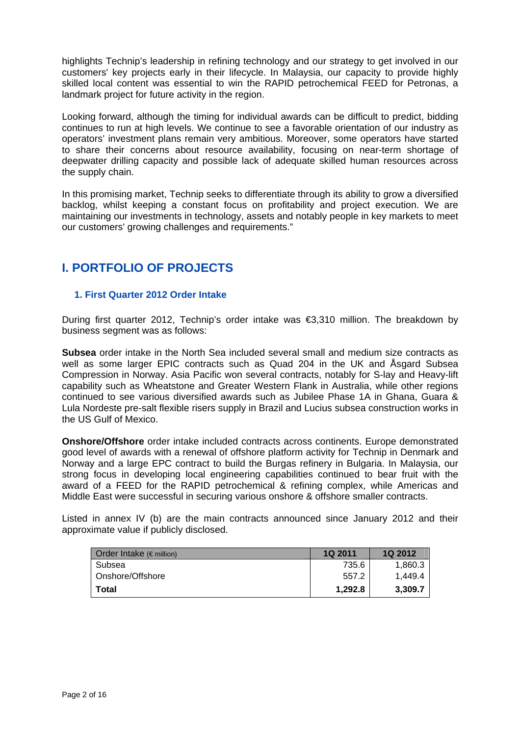highlights Technip's leadership in refining technology and our strategy to get involved in our customers' key projects early in their lifecycle. In Malaysia, our capacity to provide highly skilled local content was essential to win the RAPID petrochemical FEED for Petronas, a landmark project for future activity in the region.

Looking forward, although the timing for individual awards can be difficult to predict, bidding continues to run at high levels. We continue to see a favorable orientation of our industry as operators' investment plans remain very ambitious. Moreover, some operators have started to share their concerns about resource availability, focusing on near-term shortage of deepwater drilling capacity and possible lack of adequate skilled human resources across the supply chain.

In this promising market, Technip seeks to differentiate through its ability to grow a diversified backlog, whilst keeping a constant focus on profitability and project execution. We are maintaining our investments in technology, assets and notably people in key markets to meet our customers' growing challenges and requirements."

## I. PORTFOLIO OF PROJECTS

### 1. First Quarter 2012 Order Intake

During first quarter 2012, Technip's order intake was €3,310 million. The breakdown by business segment was as follows:

**Subsea** order intake in the North Sea included several small and medium size contracts as well as some larger EPIC contracts such as Quad 204 in the UK and Åsgard Subsea Compression in Norway. Asia Pacific won several contracts, notably for S-lay and Heavy-lift capability such as Wheatstone and Greater Western Flank in Australia, while other regions continued to see various diversified awards such as Jubilee Phase 1A in Ghana, Guara & Lula Nordeste pre-salt flexible risers supply in Brazil and Lucius subsea construction works in the US Gulf of Mexico.

**Onshore/Offshore** order intake included contracts across continents. Europe demonstrated good level of awards with a renewal of offshore platform activity for Technip in Denmark and Norway and a large EPC contract to build the Burgas refinery in Bulgaria. In Malaysia, our strong focus in developing local engineering capabilities continued to bear fruit with the award of a FEED for the RAPID petrochemical & refining complex, while Americas and Middle East were successful in securing various onshore & offshore smaller contracts.

Listed in annex IV (b) are the main contracts announced since January 2012 and their approximate value if publicly disclosed.

| Order Intake (€ million) | 1Q 2011 | 1Q 2012 |
|---|---|---|
| Subsea | 735.6 | 1,860.3 |
| Onshore/Offshore | 557.2 | 1,449.4 |
| **Total** | **1,292.8** | **3,309.7** |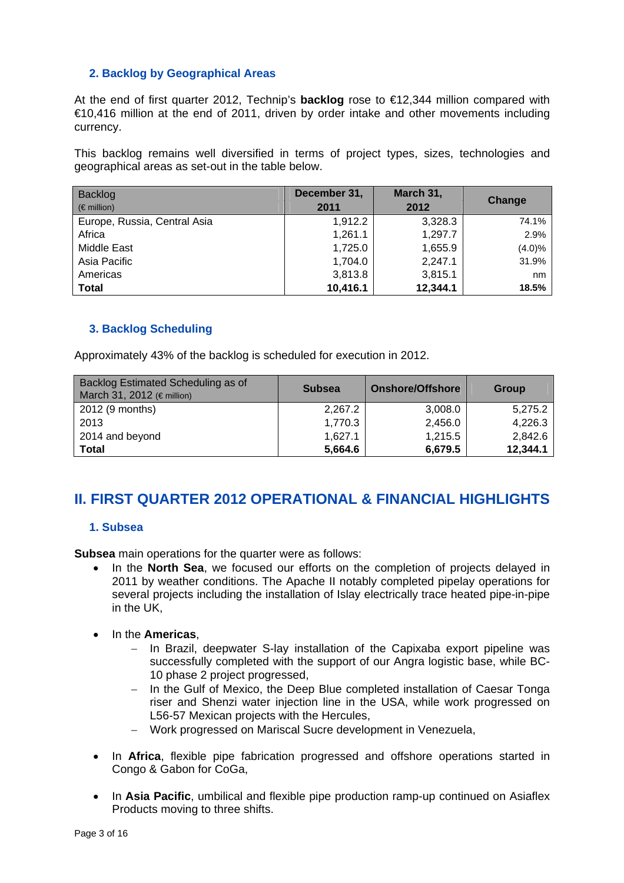### 2. Backlog by Geographical Areas

At the end of first quarter 2012, Technip's **backlog** rose to €12,344 million compared with €10,416 million at the end of 2011, driven by order intake and other movements including currency.

This backlog remains well diversified in terms of project types, sizes, technologies and geographical areas as set-out in the table below.

| Backlog (€ million) | December 31, 2011 | March 31, 2012 | Change |
|---|---|---|---|
| Europe, Russia, Central Asia | 1,912.2 | 3,328.3 | 74.1% |
| Africa | 1,261.1 | 1,297.7 | 2.9% |
| Middle East | 1,725.0 | 1,655.9 | (4.0)% |
| Asia Pacific | 1,704.0 | 2,247.1 | 31.9% |
| Americas | 3,813.8 | 3,815.1 | nm |
| **Total** | **10,416.1** | **12,344.1** | **18.5%** |

### 3. Backlog Scheduling

Approximately 43% of the backlog is scheduled for execution in 2012.

| Backlog Estimated Scheduling as of March 31, 2012 (€ million) | Subsea | Onshore/Offshore | Group |
|---|---|---|---|
| 2012 (9 months) | 2,267.2 | 3,008.0 | 5,275.2 |
| 2013 | 1,770.3 | 2,456.0 | 4,226.3 |
| 2014 and beyond | 1,627.1 | 1,215.5 | 2,842.6 |
| **Total** | **5,664.6** | **6,679.5** | **12,344.1** |

## II. FIRST QUARTER 2012 OPERATIONAL & FINANCIAL HIGHLIGHTS

### 1. Subsea

**Subsea** main operations for the quarter were as follows:

- In the **North Sea**, we focused our efforts on the completion of projects delayed in 2011 by weather conditions. The Apache II notably completed pipelay operations for several projects including the installation of Islay electrically trace heated pipe-in-pipe in the UK,

- In the **Americas**,
  - In Brazil, deepwater S-lay installation of the Capixaba export pipeline was successfully completed with the support of our Angra logistic base, while BC-10 phase 2 project progressed,
  - In the Gulf of Mexico, the Deep Blue completed installation of Caesar Tonga riser and Shenzi water injection line in the USA, while work progressed on L56-57 Mexican projects with the Hercules,
  - Work progressed on Mariscal Sucre development in Venezuela,

- In **Africa**, flexible pipe fabrication progressed and offshore operations started in Congo & Gabon for CoGa,

- In **Asia Pacific**, umbilical and flexible pipe production ramp-up continued on Asiaflex Products moving to three shifts.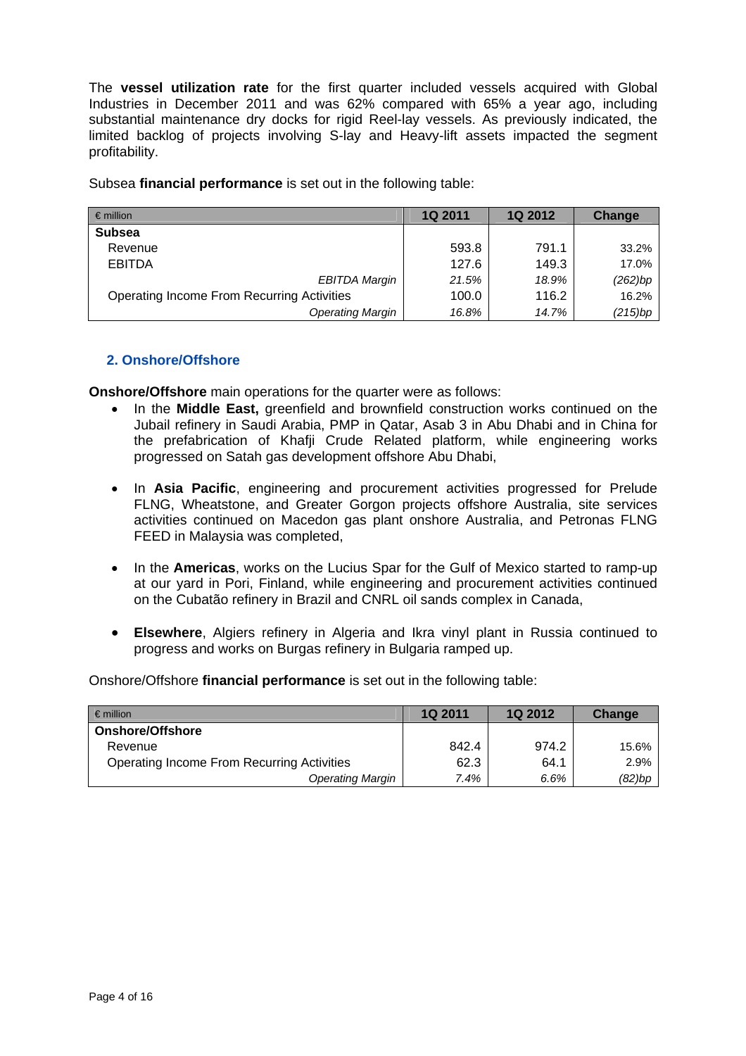The **vessel utilization rate** for the first quarter included vessels acquired with Global Industries in December 2011 and was 62% compared with 65% a year ago, including substantial maintenance dry docks for rigid Reel-lay vessels. As previously indicated, the limited backlog of projects involving S-lay and Heavy-lift assets impacted the segment profitability.

Subsea **financial performance** is set out in the following table:

| € million | 1Q 2011 | 1Q 2012 | Change |
|---|---|---|---|
| **Subsea** | | | |
| Revenue | 593.8 | 791.1 | 33.2% |
| EBITDA | 127.6 | 149.3 | 17.0% |
| *EBITDA Margin* | *21.5%* | *18.9%* | *(262)bp* |
| Operating Income From Recurring Activities | 100.0 | 116.2 | 16.2% |
| *Operating Margin* | *16.8%* | *14.7%* | *(215)bp* |

### 2. Onshore/Offshore

**Onshore/Offshore** main operations for the quarter were as follows:

- In the **Middle East,** greenfield and brownfield construction works continued on the Jubail refinery in Saudi Arabia, PMP in Qatar, Asab 3 in Abu Dhabi and in China for the prefabrication of Khafji Crude Related platform, while engineering works progressed on Satah gas development offshore Abu Dhabi,
- In **Asia Pacific**, engineering and procurement activities progressed for Prelude FLNG, Wheatstone, and Greater Gorgon projects offshore Australia, site services activities continued on Macedon gas plant onshore Australia, and Petronas FLNG FEED in Malaysia was completed,
- In the **Americas**, works on the Lucius Spar for the Gulf of Mexico started to ramp-up at our yard in Pori, Finland, while engineering and procurement activities continued on the Cubatão refinery in Brazil and CNRL oil sands complex in Canada,
- **Elsewhere**, Algiers refinery in Algeria and Ikra vinyl plant in Russia continued to progress and works on Burgas refinery in Bulgaria ramped up.

Onshore/Offshore **financial performance** is set out in the following table:

| € million | 1Q 2011 | 1Q 2012 | Change |
|---|---|---|---|
| **Onshore/Offshore** | | | |
| Revenue | 842.4 | 974.2 | 15.6% |
| Operating Income From Recurring Activities | 62.3 | 64.1 | 2.9% |
| *Operating Margin* | *7.4%* | *6.6%* | *(82)bp* |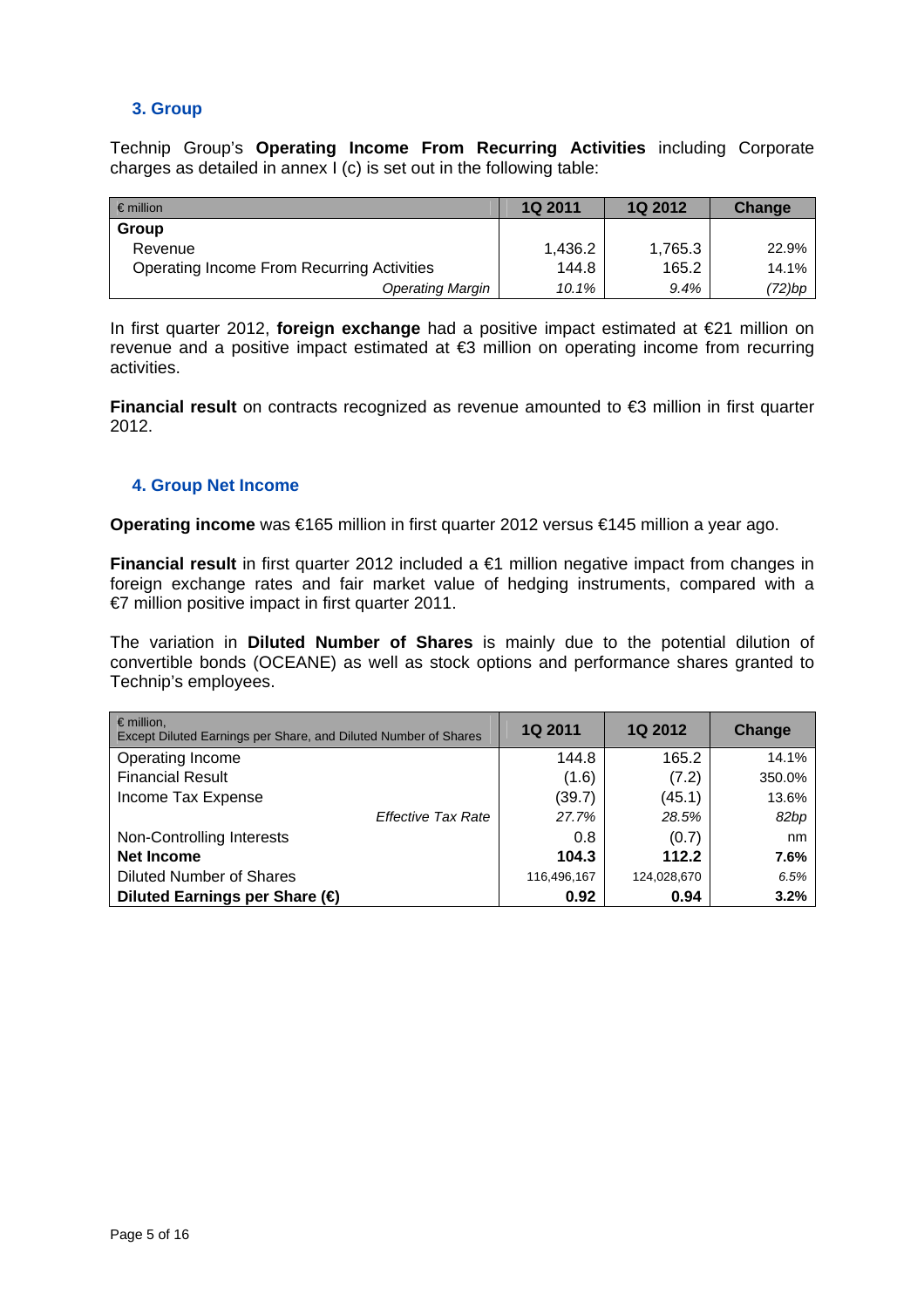### 3. Group

Technip Group's **Operating Income From Recurring Activities** including Corporate charges as detailed in annex I (c) is set out in the following table:

| € million | 1Q 2011 | 1Q 2012 | Change |
|---|---|---|---|
| **Group** | | | |
| Revenue | 1,436.2 | 1,765.3 | 22.9% |
| Operating Income From Recurring Activities | 144.8 | 165.2 | 14.1% |
| *Operating Margin* | *10.1%* | *9.4%* | *(72)bp* |

In first quarter 2012, **foreign exchange** had a positive impact estimated at €21 million on revenue and a positive impact estimated at €3 million on operating income from recurring activities.

**Financial result** on contracts recognized as revenue amounted to €3 million in first quarter 2012.

### 4. Group Net Income

**Operating income** was €165 million in first quarter 2012 versus €145 million a year ago.

**Financial result** in first quarter 2012 included a €1 million negative impact from changes in foreign exchange rates and fair market value of hedging instruments, compared with a €7 million positive impact in first quarter 2011.

The variation in **Diluted Number of Shares** is mainly due to the potential dilution of convertible bonds (OCEANE) as well as stock options and performance shares granted to Technip's employees.

| € million, Except Diluted Earnings per Share, and Diluted Number of Shares | 1Q 2011 | 1Q 2012 | Change |
|---|---|---|---|
| Operating Income | 144.8 | 165.2 | 14.1% |
| Financial Result | (1.6) | (7.2) | 350.0% |
| Income Tax Expense | (39.7) | (45.1) | 13.6% |
| *Effective Tax Rate* | *27.7%* | *28.5%* | *82bp* |
| Non-Controlling Interests | 0.8 | (0.7) | nm |
| **Net Income** | **104.3** | **112.2** | **7.6%** |
| Diluted Number of Shares | 116,496,167 | 124,028,670 | *6.5%* |
| **Diluted Earnings per Share (€)** | **0.92** | **0.94** | **3.2%** |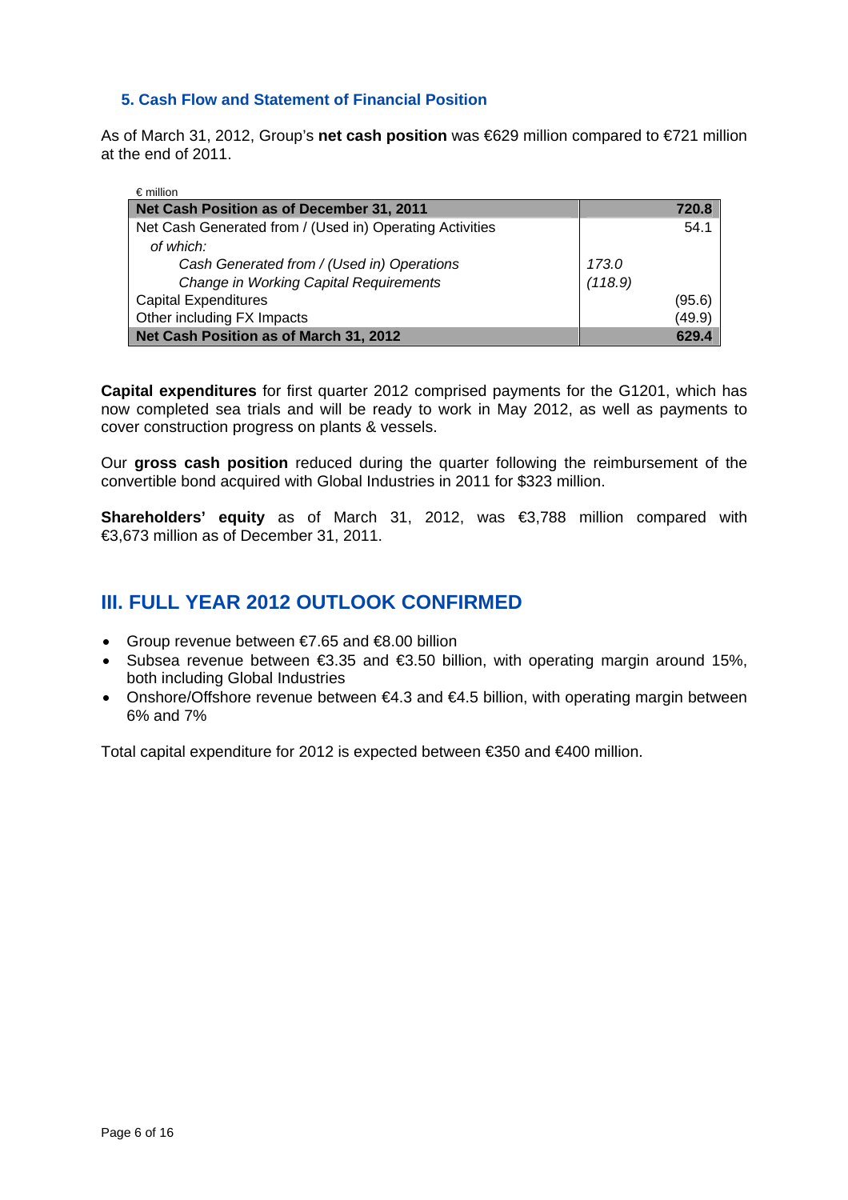### 5. Cash Flow and Statement of Financial Position

As of March 31, 2012, Group's **net cash position** was €629 million compared to €721 million at the end of 2011.

€ million

| **Net Cash Position as of December 31, 2011** | | **720.8** |
|---|---|---|
| Net Cash Generated from / (Used in) Operating Activities | | 54.1 |
| *of which:* | | |
| *Cash Generated from / (Used in) Operations* | *173.0* | |
| *Change in Working Capital Requirements* | *(118.9)* | |
| Capital Expenditures | | (95.6) |
| Other including FX Impacts | | (49.9) |
| **Net Cash Position as of March 31, 2012** | | **629.4** |

**Capital expenditures** for first quarter 2012 comprised payments for the G1201, which has now completed sea trials and will be ready to work in May 2012, as well as payments to cover construction progress on plants & vessels.

Our **gross cash position** reduced during the quarter following the reimbursement of the convertible bond acquired with Global Industries in 2011 for $323 million.

**Shareholders' equity** as of March 31, 2012, was €3,788 million compared with €3,673 million as of December 31, 2011.

## III. FULL YEAR 2012 OUTLOOK CONFIRMED

- Group revenue between €7.65 and €8.00 billion
- Subsea revenue between €3.35 and €3.50 billion, with operating margin around 15%, both including Global Industries
- Onshore/Offshore revenue between €4.3 and €4.5 billion, with operating margin between 6% and 7%

Total capital expenditure for 2012 is expected between €350 and €400 million.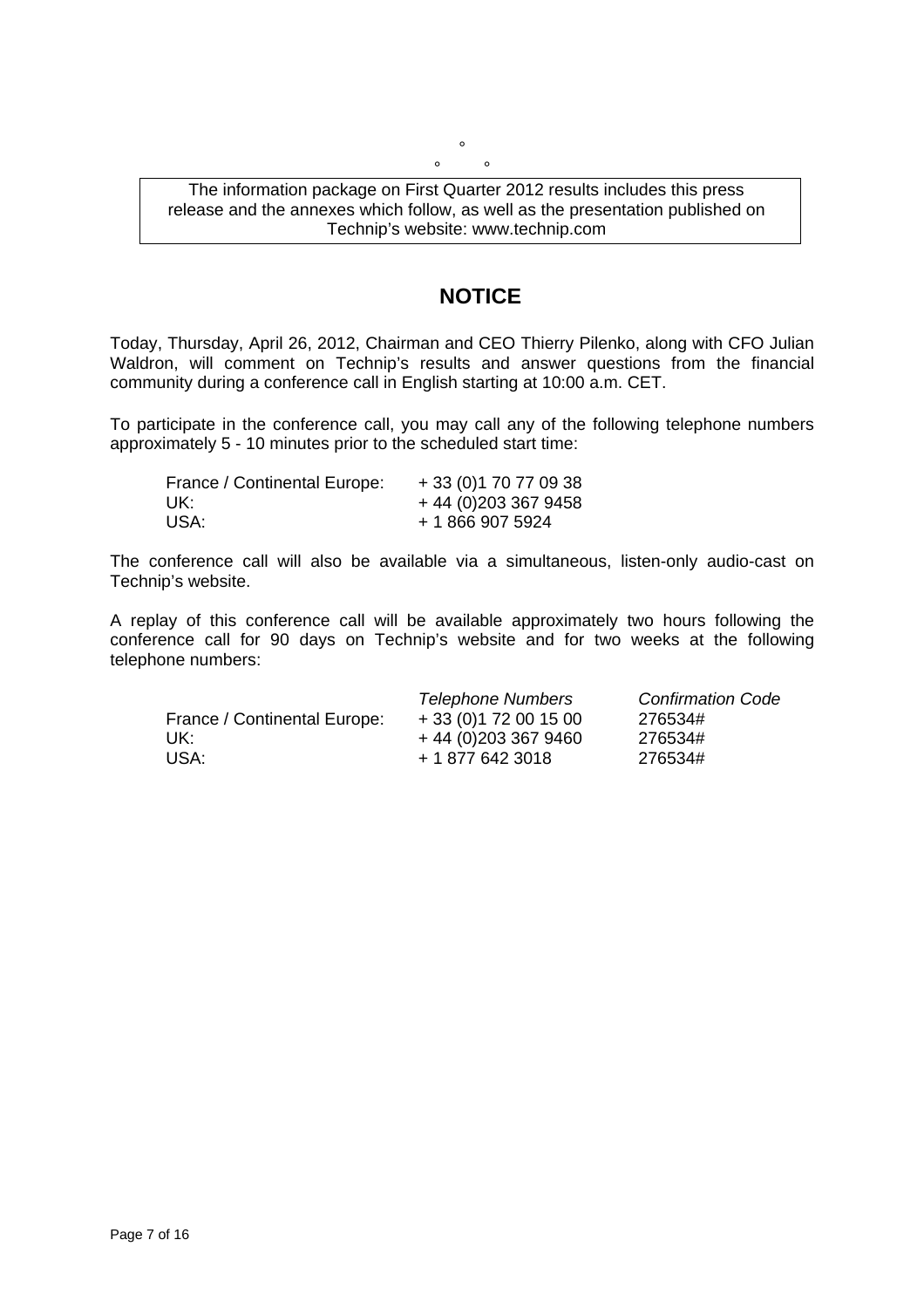°

° °

The information package on First Quarter 2012 results includes this press release and the annexes which follow, as well as the presentation published on Technip's website: www.technip.com

## NOTICE

Today, Thursday, April 26, 2012, Chairman and CEO Thierry Pilenko, along with CFO Julian Waldron, will comment on Technip's results and answer questions from the financial community during a conference call in English starting at 10:00 a.m. CET.

To participate in the conference call, you may call any of the following telephone numbers approximately 5 - 10 minutes prior to the scheduled start time:

| | |
|---|---|
| France / Continental Europe: | + 33 (0)1 70 77 09 38 |
| UK: | + 44 (0)203 367 9458 |
| USA: | + 1 866 907 5924 |

The conference call will also be available via a simultaneous, listen-only audio-cast on Technip's website.

A replay of this conference call will be available approximately two hours following the conference call for 90 days on Technip's website and for two weeks at the following telephone numbers:

| | *Telephone Numbers* | *Confirmation Code* |
|---|---|---|
| France / Continental Europe: | + 33 (0)1 72 00 15 00 | 276534# |
| UK: | + 44 (0)203 367 9460 | 276534# |
| USA: | + 1 877 642 3018 | 276534# |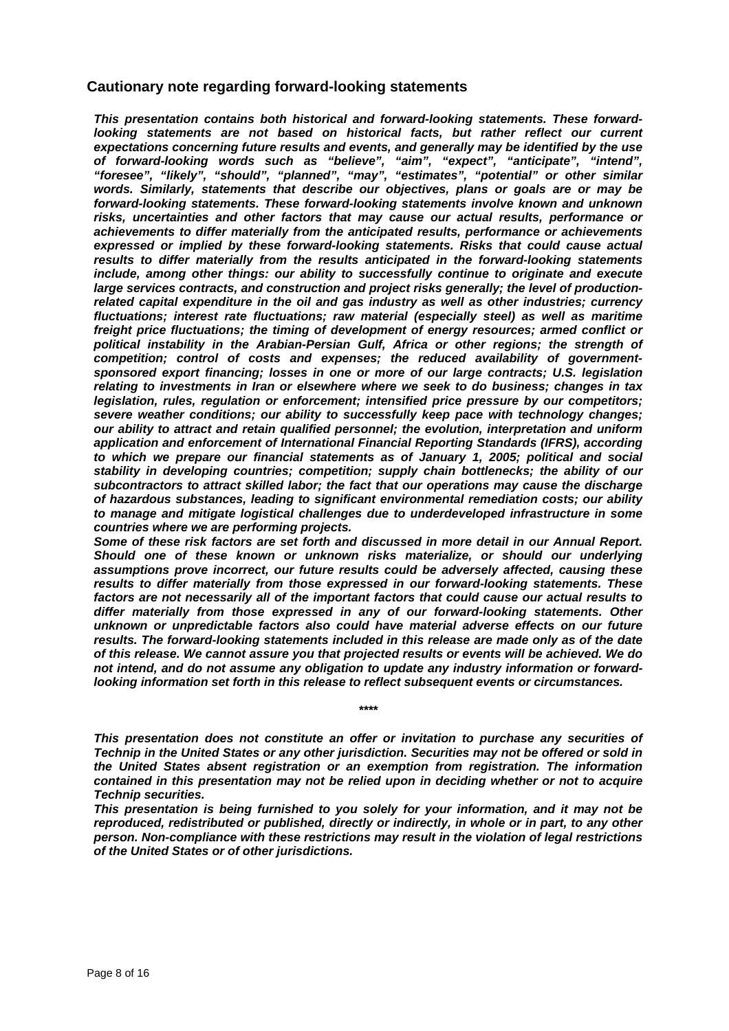## Cautionary note regarding forward-looking statements

***This presentation contains both historical and forward-looking statements. These forward-looking statements are not based on historical facts, but rather reflect our current expectations concerning future results and events, and generally may be identified by the use of forward-looking words such as "believe", "aim", "expect", "anticipate", "intend", "foresee", "likely", "should", "planned", "may", "estimates", "potential" or other similar words. Similarly, statements that describe our objectives, plans or goals are or may be forward-looking statements. These forward-looking statements involve known and unknown risks, uncertainties and other factors that may cause our actual results, performance or achievements to differ materially from the anticipated results, performance or achievements expressed or implied by these forward-looking statements. Risks that could cause actual results to differ materially from the results anticipated in the forward-looking statements include, among other things: our ability to successfully continue to originate and execute large services contracts, and construction and project risks generally; the level of production-related capital expenditure in the oil and gas industry as well as other industries; currency fluctuations; interest rate fluctuations; raw material (especially steel) as well as maritime freight price fluctuations; the timing of development of energy resources; armed conflict or political instability in the Arabian-Persian Gulf, Africa or other regions; the strength of competition; control of costs and expenses; the reduced availability of government-sponsored export financing; losses in one or more of our large contracts; U.S. legislation relating to investments in Iran or elsewhere where we seek to do business; changes in tax legislation, rules, regulation or enforcement; intensified price pressure by our competitors; severe weather conditions; our ability to successfully keep pace with technology changes; our ability to attract and retain qualified personnel; the evolution, interpretation and uniform application and enforcement of International Financial Reporting Standards (IFRS), according to which we prepare our financial statements as of January 1, 2005; political and social stability in developing countries; competition; supply chain bottlenecks; the ability of our subcontractors to attract skilled labor; the fact that our operations may cause the discharge of hazardous substances, leading to significant environmental remediation costs; our ability to manage and mitigate logistical challenges due to underdeveloped infrastructure in some countries where we are performing projects.***

***Some of these risk factors are set forth and discussed in more detail in our Annual Report. Should one of these known or unknown risks materialize, or should our underlying assumptions prove incorrect, our future results could be adversely affected, causing these results to differ materially from those expressed in our forward-looking statements. These factors are not necessarily all of the important factors that could cause our actual results to differ materially from those expressed in any of our forward-looking statements. Other unknown or unpredictable factors also could have material adverse effects on our future results. The forward-looking statements included in this release are made only as of the date of this release. We cannot assure you that projected results or events will be achieved. We do not intend, and do not assume any obligation to update any industry information or forward-looking information set forth in this release to reflect subsequent events or circumstances.***

***\*\*\*\****

***This presentation does not constitute an offer or invitation to purchase any securities of Technip in the United States or any other jurisdiction. Securities may not be offered or sold in the United States absent registration or an exemption from registration. The information contained in this presentation may not be relied upon in deciding whether or not to acquire Technip securities.***

***This presentation is being furnished to you solely for your information, and it may not be reproduced, redistributed or published, directly or indirectly, in whole or in part, to any other person. Non-compliance with these restrictions may result in the violation of legal restrictions of the United States or of other jurisdictions.***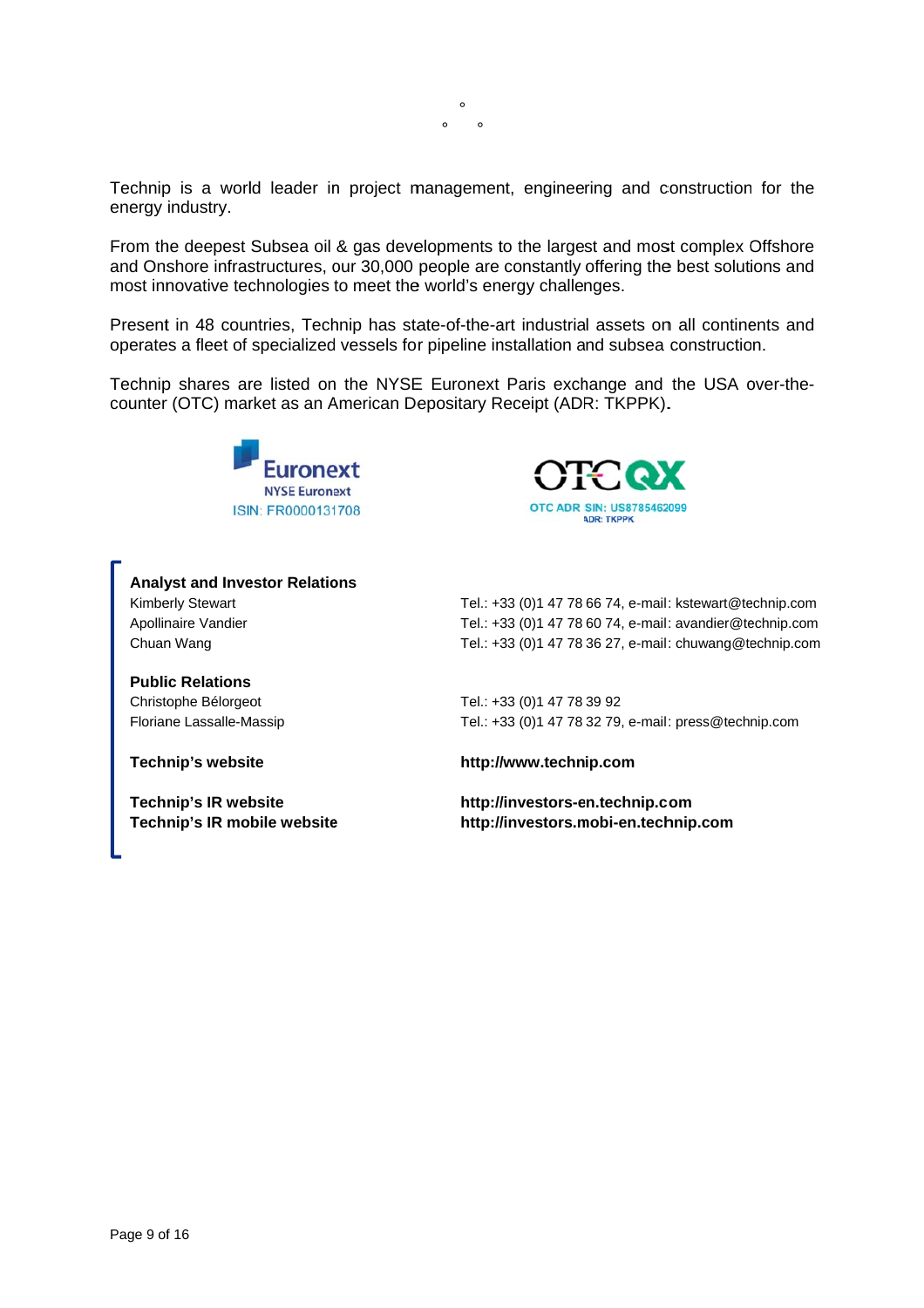°

° °

Technip is a world leader in project management, engineering and construction for the energy industry.

From the deepest Subsea oil & gas developments to the largest and most complex Offshore and Onshore infrastructures, our 30,000 people are constantly offering the best solutions and most innovative technologies to meet the world's energy challenges.

Present in 48 countries, Technip has state-of-the-art industrial assets on all continents and operates a fleet of specialized vessels for pipeline installation and subsea construction.

Technip shares are listed on the NYSE Euronext Paris exchange and the USA over-the-counter (OTC) market as an American Depositary Receipt (ADR: TKPPK).

Euronext
NYSE Euronext
ISIN: FR0000131708

OTCQX
OTC ADR SIN: US8785462099
ADR: TKPPK

**Analyst and Investor Relations**

| | |
|---|---|
| Kimberly Stewart | Tel.: +33 (0)1 47 78 66 74, e-mail: kstewart@technip.com |
| Apollinaire Vandier | Tel.: +33 (0)1 47 78 60 74, e-mail: avandier@technip.com |
| Chuan Wang | Tel.: +33 (0)1 47 78 36 27, e-mail: chuwang@technip.com |

**Public Relations**

| | |
|---|---|
| Christophe Bélorgeot | Tel.: +33 (0)1 47 78 39 92 |
| Floriane Lassalle-Massip | Tel.: +33 (0)1 47 78 32 79, e-mail: press@technip.com |

**Technip's website** — **http://www.technip.com**

**Technip's IR website** — **http://investors-en.technip.com**
**Technip's IR mobile website** — **http://investors.mobi-en.technip.com**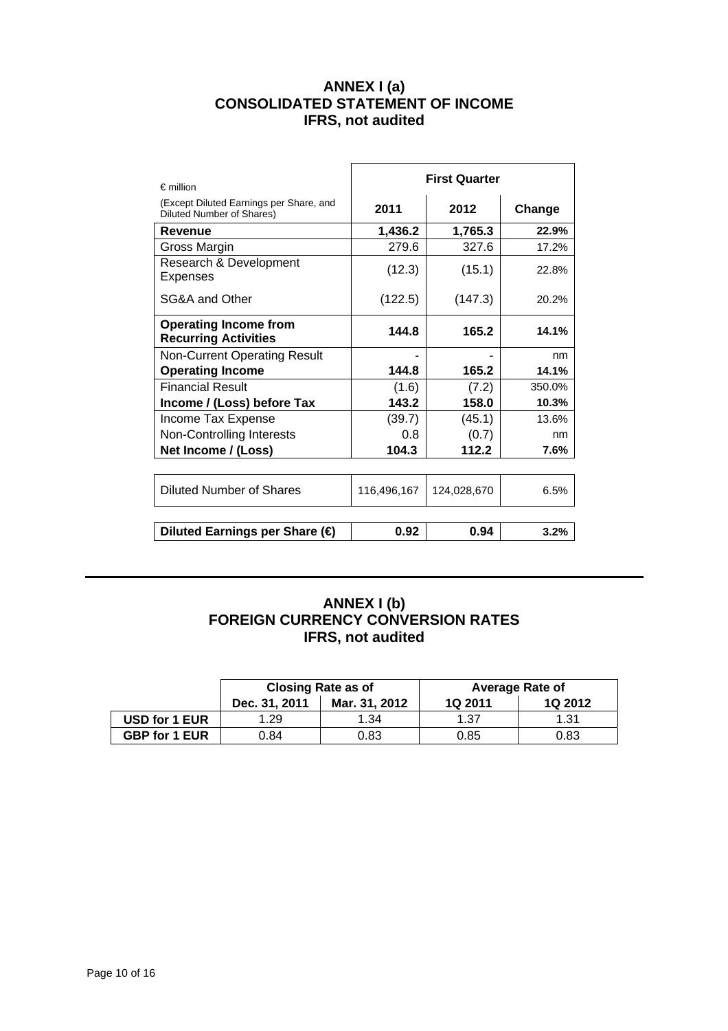# ANNEX I (a)
# CONSOLIDATED STATEMENT OF INCOME
# IFRS, not audited

| € million (Except Diluted Earnings per Share, and Diluted Number of Shares) | First Quarter 2011 | First Quarter 2012 | Change |
|---|---|---|---|
| **Revenue** | **1,436.2** | **1,765.3** | **22.9%** |
| Gross Margin | 279.6 | 327.6 | 17.2% |
| Research & Development Expenses | (12.3) | (15.1) | 22.8% |
| SG&A and Other | (122.5) | (147.3) | 20.2% |
| **Operating Income from Recurring Activities** | **144.8** | **165.2** | **14.1%** |
| Non-Current Operating Result | - | - | nm |
| **Operating Income** | **144.8** | **165.2** | **14.1%** |
| Financial Result | (1.6) | (7.2) | 350.0% |
| **Income / (Loss) before Tax** | **143.2** | **158.0** | **10.3%** |
| Income Tax Expense | (39.7) | (45.1) | 13.6% |
| Non-Controlling Interests | 0.8 | (0.7) | nm |
| **Net Income / (Loss)** | **104.3** | **112.2** | **7.6%** |
| Diluted Number of Shares | 116,496,167 | 124,028,670 | 6.5% |
| **Diluted Earnings per Share (€)** | **0.92** | **0.94** | **3.2%** |

# ANNEX I (b)
# FOREIGN CURRENCY CONVERSION RATES
# IFRS, not audited

| | Closing Rate as of | | Average Rate of | |
|---|---|---|---|---|
| | Dec. 31, 2011 | Mar. 31, 2012 | 1Q 2011 | 1Q 2012 |
| **USD for 1 EUR** | 1.29 | 1.34 | 1.37 | 1.31 |
| **GBP for 1 EUR** | 0.84 | 0.83 | 0.85 | 0.83 |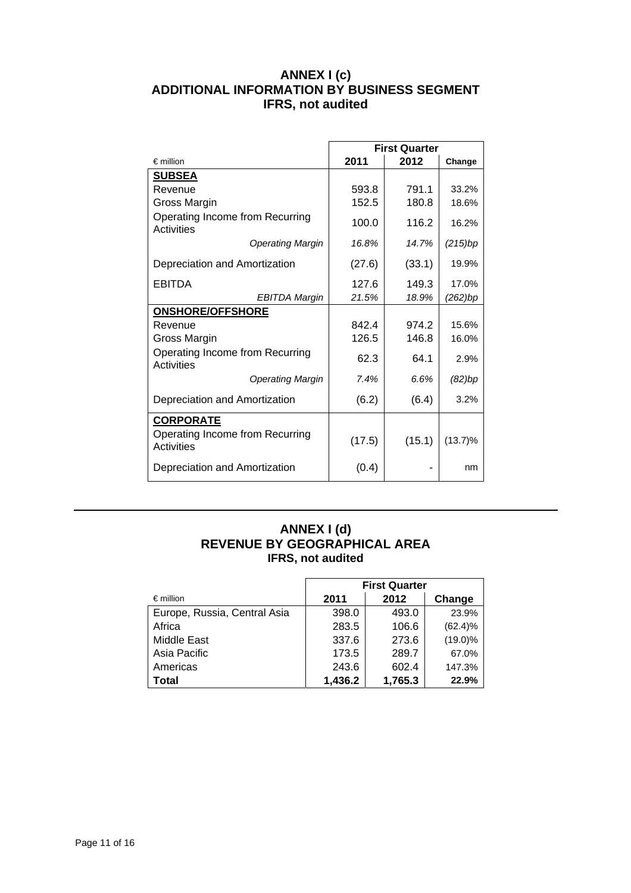## ANNEX I (c)
## ADDITIONAL INFORMATION BY BUSINESS SEGMENT
## IFRS, not audited

| € million | First Quarter 2011 | First Quarter 2012 | Change |
|---|---|---|---|
| **SUBSEA** | | | |
| Revenue | 593.8 | 791.1 | 33.2% |
| Gross Margin | 152.5 | 180.8 | 18.6% |
| Operating Income from Recurring Activities | 100.0 | 116.2 | 16.2% |
| *Operating Margin* | *16.8%* | *14.7%* | *(215)bp* |
| Depreciation and Amortization | (27.6) | (33.1) | 19.9% |
| EBITDA | 127.6 | 149.3 | 17.0% |
| *EBITDA Margin* | *21.5%* | *18.9%* | *(262)bp* |
| **ONSHORE/OFFSHORE** | | | |
| Revenue | 842.4 | 974.2 | 15.6% |
| Gross Margin | 126.5 | 146.8 | 16.0% |
| Operating Income from Recurring Activities | 62.3 | 64.1 | 2.9% |
| *Operating Margin* | *7.4%* | *6.6%* | *(82)bp* |
| Depreciation and Amortization | (6.2) | (6.4) | 3.2% |
| **CORPORATE** | | | |
| Operating Income from Recurring Activities | (17.5) | (15.1) | (13.7)% |
| Depreciation and Amortization | (0.4) | - | nm |

## ANNEX I (d)
## REVENUE BY GEOGRAPHICAL AREA
## IFRS, not audited

| € million | First Quarter 2011 | First Quarter 2012 | Change |
|---|---|---|---|
| Europe, Russia, Central Asia | 398.0 | 493.0 | 23.9% |
| Africa | 283.5 | 106.6 | (62.4)% |
| Middle East | 337.6 | 273.6 | (19.0)% |
| Asia Pacific | 173.5 | 289.7 | 67.0% |
| Americas | 243.6 | 602.4 | 147.3% |
| **Total** | **1,436.2** | **1,765.3** | **22.9%** |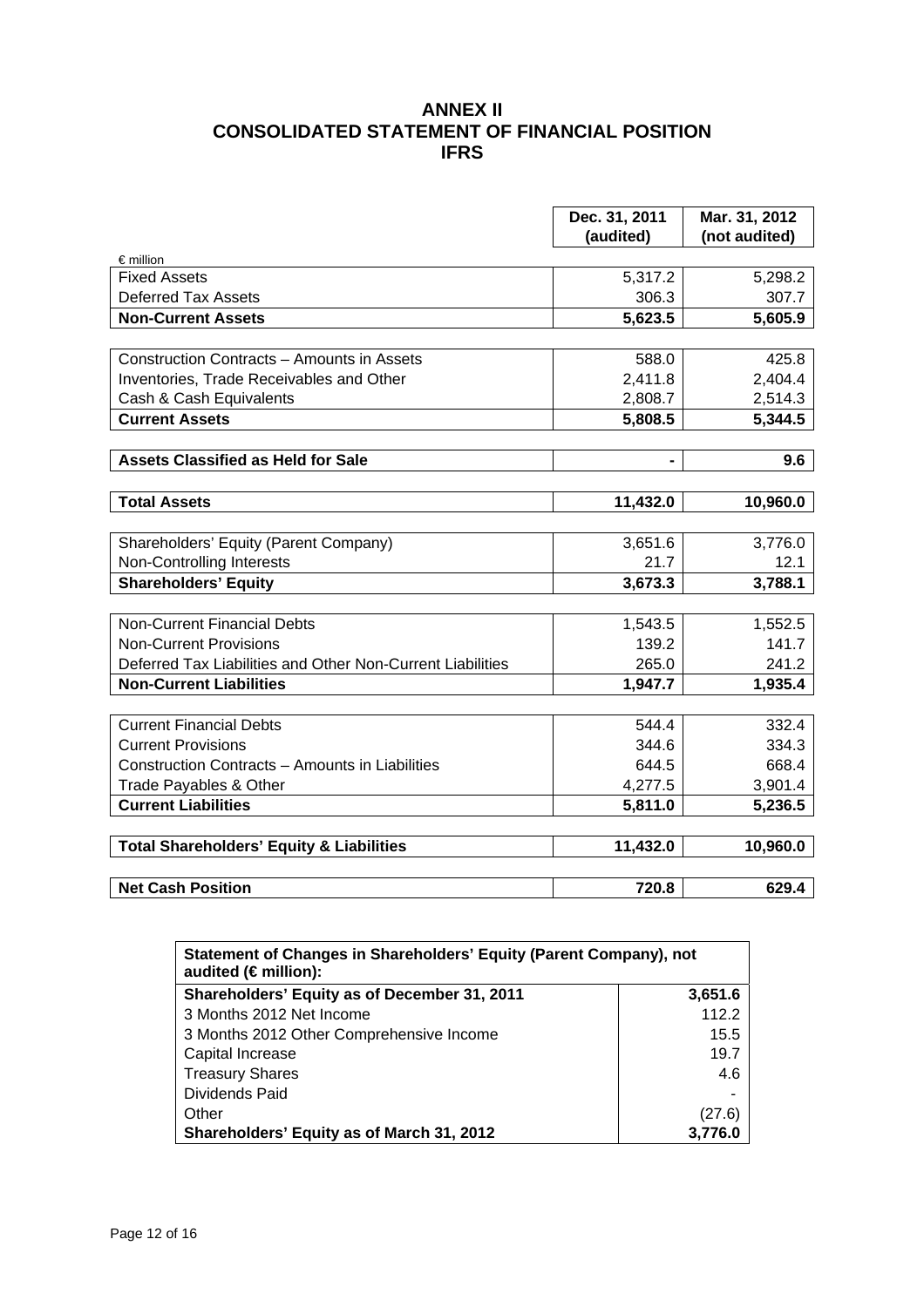# ANNEX II
# CONSOLIDATED STATEMENT OF FINANCIAL POSITION
# IFRS

| € million | Dec. 31, 2011 (audited) | Mar. 31, 2012 (not audited) |
|---|---|---|
| Fixed Assets | 5,317.2 | 5,298.2 |
| Deferred Tax Assets | 306.3 | 307.7 |
| **Non-Current Assets** | **5,623.5** | **5,605.9** |
| | | |
| Construction Contracts – Amounts in Assets | 588.0 | 425.8 |
| Inventories, Trade Receivables and Other | 2,411.8 | 2,404.4 |
| Cash & Cash Equivalents | 2,808.7 | 2,514.3 |
| **Current Assets** | **5,808.5** | **5,344.5** |
| | | |
| **Assets Classified as Held for Sale** | **-** | **9.6** |
| | | |
| **Total Assets** | **11,432.0** | **10,960.0** |
| | | |
| Shareholders' Equity (Parent Company) | 3,651.6 | 3,776.0 |
| Non-Controlling Interests | 21.7 | 12.1 |
| **Shareholders' Equity** | **3,673.3** | **3,788.1** |
| | | |
| Non-Current Financial Debts | 1,543.5 | 1,552.5 |
| Non-Current Provisions | 139.2 | 141.7 |
| Deferred Tax Liabilities and Other Non-Current Liabilities | 265.0 | 241.2 |
| **Non-Current Liabilities** | **1,947.7** | **1,935.4** |
| | | |
| Current Financial Debts | 544.4 | 332.4 |
| Current Provisions | 344.6 | 334.3 |
| Construction Contracts – Amounts in Liabilities | 644.5 | 668.4 |
| Trade Payables & Other | 4,277.5 | 3,901.4 |
| **Current Liabilities** | **5,811.0** | **5,236.5** |
| | | |
| **Total Shareholders' Equity & Liabilities** | **11,432.0** | **10,960.0** |
| | | |
| **Net Cash Position** | **720.8** | **629.4** |

| Statement of Changes in Shareholders' Equity (Parent Company), not audited (€ million): | |
|---|---|
| **Shareholders' Equity as of December 31, 2011** | **3,651.6** |
| 3 Months 2012 Net Income | 112.2 |
| 3 Months 2012 Other Comprehensive Income | 15.5 |
| Capital Increase | 19.7 |
| Treasury Shares | 4.6 |
| Dividends Paid | - |
| Other | (27.6) |
| **Shareholders' Equity as of March 31, 2012** | **3,776.0** |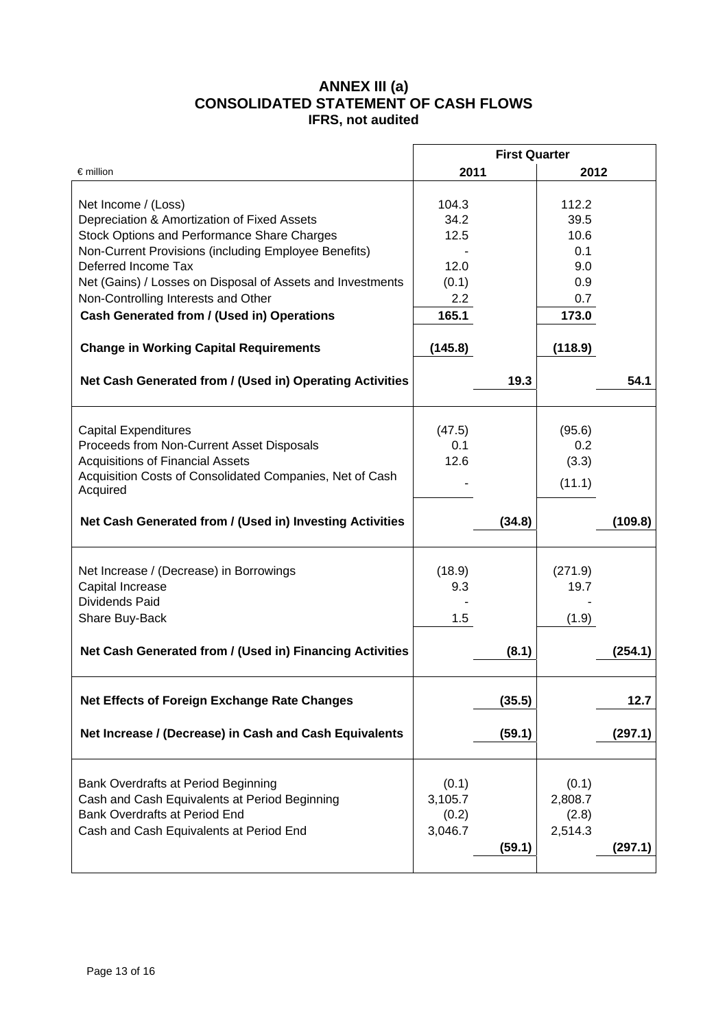# ANNEX III (a)
## CONSOLIDATED STATEMENT OF CASH FLOWS
### IFRS, not audited

| € million | First Quarter 2011 | | First Quarter 2012 | |
|---|---|---|---|---|
| Net Income / (Loss) | 104.3 | | 112.2 | |
| Depreciation & Amortization of Fixed Assets | 34.2 | | 39.5 | |
| Stock Options and Performance Share Charges | 12.5 | | 10.6 | |
| Non-Current Provisions (including Employee Benefits) | - | | 0.1 | |
| Deferred Income Tax | 12.0 | | 9.0 | |
| Net (Gains) / Losses on Disposal of Assets and Investments | (0.1) | | 0.9 | |
| Non-Controlling Interests and Other | 2.2 | | 0.7 | |
| **Cash Generated from / (Used in) Operations** | **165.1** | | **173.0** | |
| **Change in Working Capital Requirements** | **(145.8)** | | **(118.9)** | |
| **Net Cash Generated from / (Used in) Operating Activities** | | **19.3** | | **54.1** |
| Capital Expenditures | (47.5) | | (95.6) | |
| Proceeds from Non-Current Asset Disposals | 0.1 | | 0.2 | |
| Acquisitions of Financial Assets | 12.6 | | (3.3) | |
| Acquisition Costs of Consolidated Companies, Net of Cash Acquired | - | | (11.1) | |
| **Net Cash Generated from / (Used in) Investing Activities** | | **(34.8)** | | **(109.8)** |
| Net Increase / (Decrease) in Borrowings | (18.9) | | (271.9) | |
| Capital Increase | 9.3 | | 19.7 | |
| Dividends Paid | - | | - | |
| Share Buy-Back | 1.5 | | (1.9) | |
| **Net Cash Generated from / (Used in) Financing Activities** | | **(8.1)** | | **(254.1)** |
| **Net Effects of Foreign Exchange Rate Changes** | | **(35.5)** | | **12.7** |
| **Net Increase / (Decrease) in Cash and Cash Equivalents** | | **(59.1)** | | **(297.1)** |
| Bank Overdrafts at Period Beginning | (0.1) | | (0.1) | |
| Cash and Cash Equivalents at Period Beginning | 3,105.7 | | 2,808.7 | |
| Bank Overdrafts at Period End | (0.2) | | (2.8) | |
| Cash and Cash Equivalents at Period End | 3,046.7 | | 2,514.3 | |
| | | (59.1) | | (297.1) |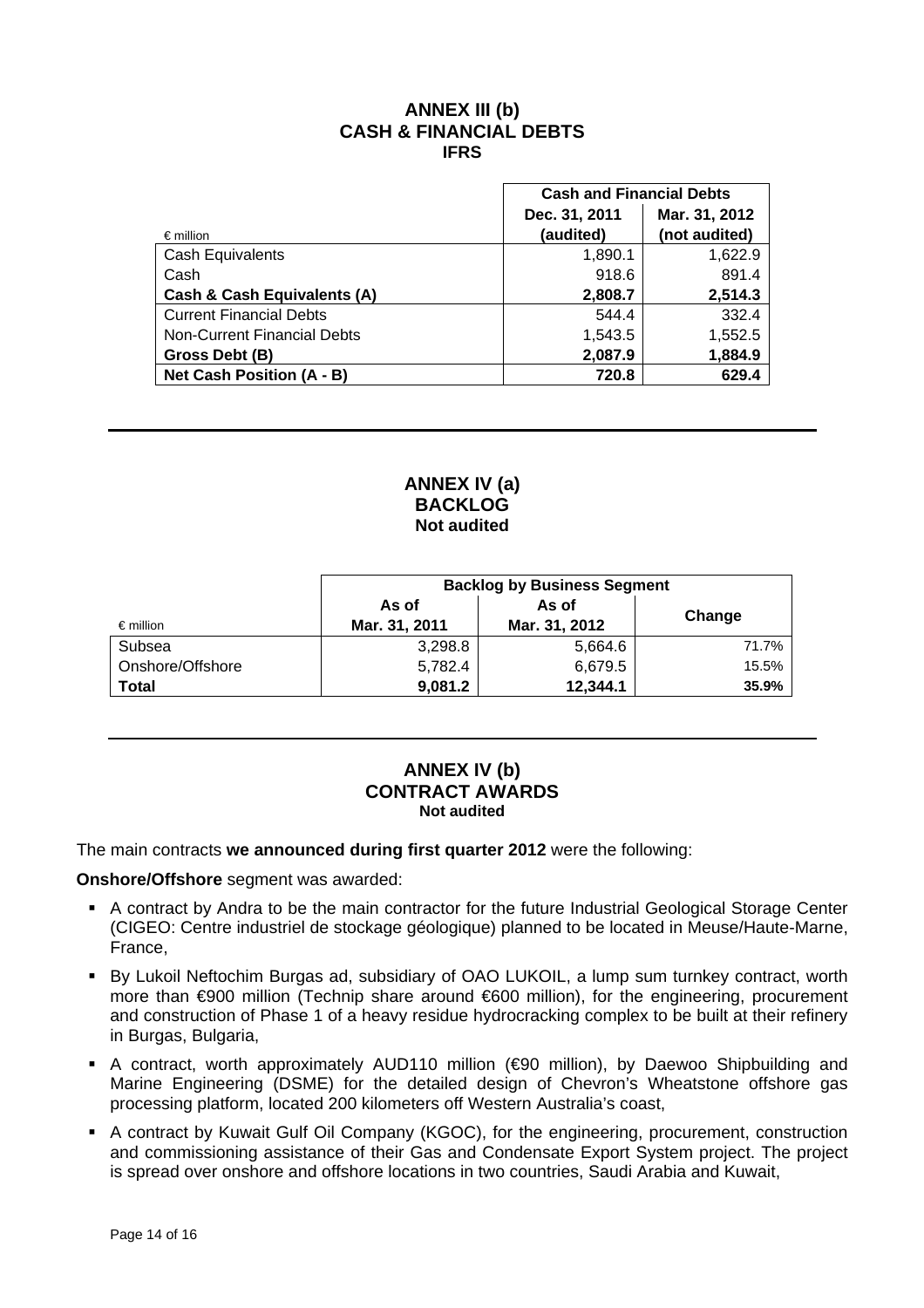# ANNEX III (b)
## CASH & FINANCIAL DEBTS
### IFRS

| € million | Cash and Financial Debts | |
|---|---|---|
| | Dec. 31, 2011 (audited) | Mar. 31, 2012 (not audited) |
| Cash Equivalents | 1,890.1 | 1,622.9 |
| Cash | 918.6 | 891.4 |
| **Cash & Cash Equivalents (A)** | **2,808.7** | **2,514.3** |
| Current Financial Debts | 544.4 | 332.4 |
| Non-Current Financial Debts | 1,543.5 | 1,552.5 |
| **Gross Debt (B)** | **2,087.9** | **1,884.9** |
| **Net Cash Position (A - B)** | **720.8** | **629.4** |

---

# ANNEX IV (a)
## BACKLOG
### Not audited

| € million | Backlog by Business Segment | | |
|---|---|---|---|
| | As of Mar. 31, 2011 | As of Mar. 31, 2012 | Change |
| Subsea | 3,298.8 | 5,664.6 | 71.7% |
| Onshore/Offshore | 5,782.4 | 6,679.5 | 15.5% |
| **Total** | **9,081.2** | **12,344.1** | **35.9%** |

---

# ANNEX IV (b)
## CONTRACT AWARDS
### Not audited

The main contracts **we announced during first quarter 2012** were the following:

**Onshore/Offshore** segment was awarded:

- A contract by Andra to be the main contractor for the future Industrial Geological Storage Center (CIGEO: Centre industriel de stockage géologique) planned to be located in Meuse/Haute-Marne, France,
- By Lukoil Neftochim Burgas ad, subsidiary of OAO LUKOIL, a lump sum turnkey contract, worth more than €900 million (Technip share around €600 million), for the engineering, procurement and construction of Phase 1 of a heavy residue hydrocracking complex to be built at their refinery in Burgas, Bulgaria,
- A contract, worth approximately AUD110 million (€90 million), by Daewoo Shipbuilding and Marine Engineering (DSME) for the detailed design of Chevron's Wheatstone offshore gas processing platform, located 200 kilometers off Western Australia's coast,
- A contract by Kuwait Gulf Oil Company (KGOC), for the engineering, procurement, construction and commissioning assistance of their Gas and Condensate Export System project. The project is spread over onshore and offshore locations in two countries, Saudi Arabia and Kuwait,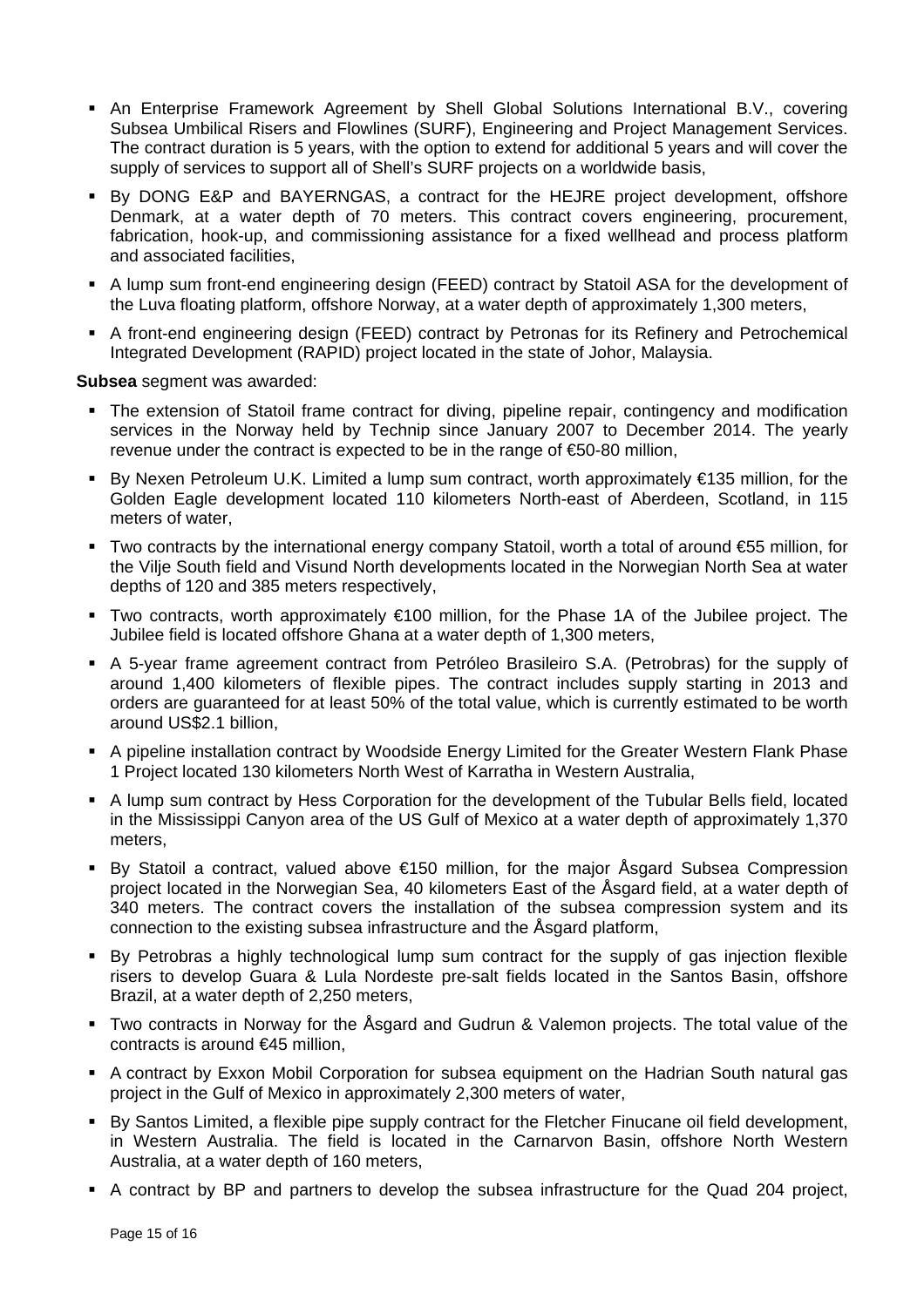- An Enterprise Framework Agreement by Shell Global Solutions International B.V., covering Subsea Umbilical Risers and Flowlines (SURF), Engineering and Project Management Services. The contract duration is 5 years, with the option to extend for additional 5 years and will cover the supply of services to support all of Shell's SURF projects on a worldwide basis,
- By DONG E&P and BAYERNGAS, a contract for the HEJRE project development, offshore Denmark, at a water depth of 70 meters. This contract covers engineering, procurement, fabrication, hook-up, and commissioning assistance for a fixed wellhead and process platform and associated facilities,
- A lump sum front-end engineering design (FEED) contract by Statoil ASA for the development of the Luva floating platform, offshore Norway, at a water depth of approximately 1,300 meters,
- A front-end engineering design (FEED) contract by Petronas for its Refinery and Petrochemical Integrated Development (RAPID) project located in the state of Johor, Malaysia.

**Subsea** segment was awarded:

- The extension of Statoil frame contract for diving, pipeline repair, contingency and modification services in the Norway held by Technip since January 2007 to December 2014. The yearly revenue under the contract is expected to be in the range of €50-80 million,
- By Nexen Petroleum U.K. Limited a lump sum contract, worth approximately €135 million, for the Golden Eagle development located 110 kilometers North-east of Aberdeen, Scotland, in 115 meters of water,
- Two contracts by the international energy company Statoil, worth a total of around €55 million, for the Vilje South field and Visund North developments located in the Norwegian North Sea at water depths of 120 and 385 meters respectively,
- Two contracts, worth approximately €100 million, for the Phase 1A of the Jubilee project. The Jubilee field is located offshore Ghana at a water depth of 1,300 meters,
- A 5-year frame agreement contract from Petróleo Brasileiro S.A. (Petrobras) for the supply of around 1,400 kilometers of flexible pipes. The contract includes supply starting in 2013 and orders are guaranteed for at least 50% of the total value, which is currently estimated to be worth around US$2.1 billion,
- A pipeline installation contract by Woodside Energy Limited for the Greater Western Flank Phase 1 Project located 130 kilometers North West of Karratha in Western Australia,
- A lump sum contract by Hess Corporation for the development of the Tubular Bells field, located in the Mississippi Canyon area of the US Gulf of Mexico at a water depth of approximately 1,370 meters,
- By Statoil a contract, valued above €150 million, for the major Åsgard Subsea Compression project located in the Norwegian Sea, 40 kilometers East of the Åsgard field, at a water depth of 340 meters. The contract covers the installation of the subsea compression system and its connection to the existing subsea infrastructure and the Åsgard platform,
- By Petrobras a highly technological lump sum contract for the supply of gas injection flexible risers to develop Guara & Lula Nordeste pre-salt fields located in the Santos Basin, offshore Brazil, at a water depth of 2,250 meters,
- Two contracts in Norway for the Åsgard and Gudrun & Valemon projects. The total value of the contracts is around €45 million,
- A contract by Exxon Mobil Corporation for subsea equipment on the Hadrian South natural gas project in the Gulf of Mexico in approximately 2,300 meters of water,
- By Santos Limited, a flexible pipe supply contract for the Fletcher Finucane oil field development, in Western Australia. The field is located in the Carnarvon Basin, offshore North Western Australia, at a water depth of 160 meters,
- A contract by BP and partners to develop the subsea infrastructure for the Quad 204 project,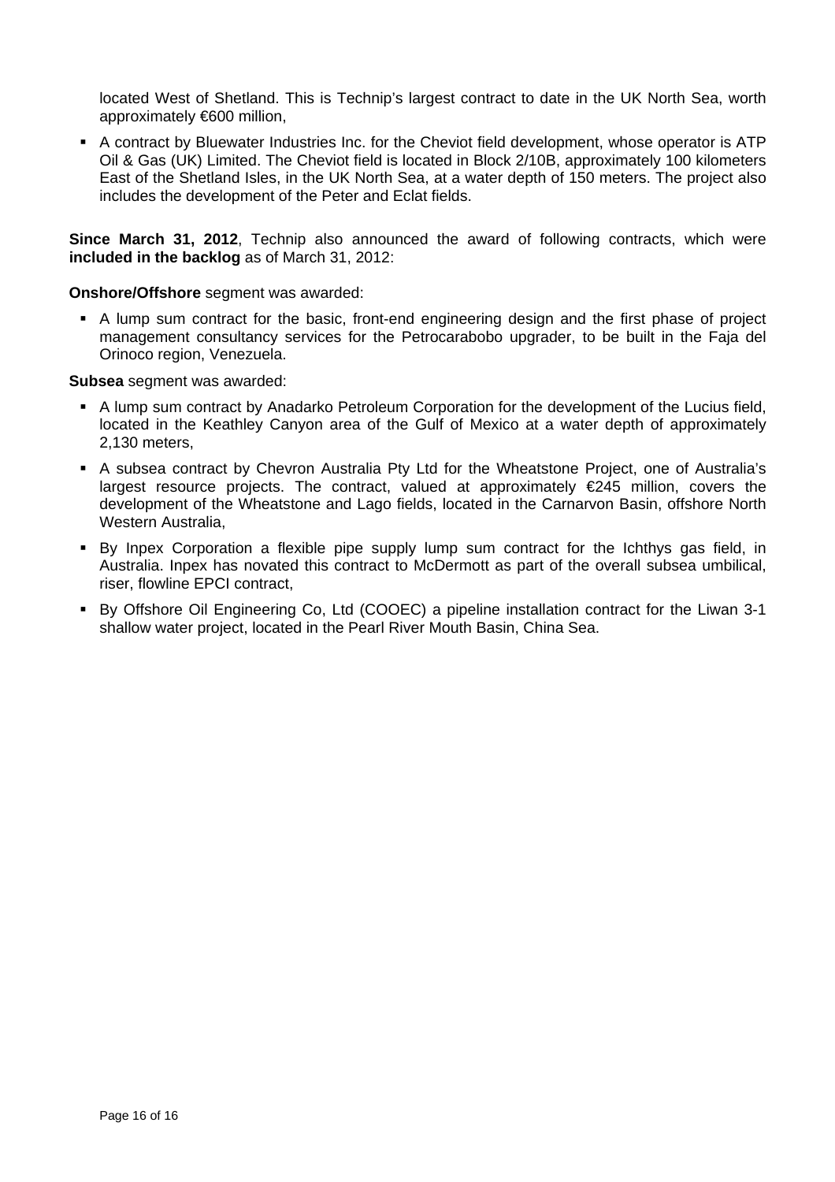located West of Shetland. This is Technip's largest contract to date in the UK North Sea, worth approximately €600 million,

- A contract by Bluewater Industries Inc. for the Cheviot field development, whose operator is ATP Oil & Gas (UK) Limited. The Cheviot field is located in Block 2/10B, approximately 100 kilometers East of the Shetland Isles, in the UK North Sea, at a water depth of 150 meters. The project also includes the development of the Peter and Eclat fields.

**Since March 31, 2012**, Technip also announced the award of following contracts, which were **included in the backlog** as of March 31, 2012:

**Onshore/Offshore** segment was awarded:

- A lump sum contract for the basic, front-end engineering design and the first phase of project management consultancy services for the Petrocarabobo upgrader, to be built in the Faja del Orinoco region, Venezuela.

**Subsea** segment was awarded:

- A lump sum contract by Anadarko Petroleum Corporation for the development of the Lucius field, located in the Keathley Canyon area of the Gulf of Mexico at a water depth of approximately 2,130 meters,
- A subsea contract by Chevron Australia Pty Ltd for the Wheatstone Project, one of Australia's largest resource projects. The contract, valued at approximately €245 million, covers the development of the Wheatstone and Lago fields, located in the Carnarvon Basin, offshore North Western Australia,
- By Inpex Corporation a flexible pipe supply lump sum contract for the Ichthys gas field, in Australia. Inpex has novated this contract to McDermott as part of the overall subsea umbilical, riser, flowline EPCI contract,
- By Offshore Oil Engineering Co, Ltd (COOEC) a pipeline installation contract for the Liwan 3-1 shallow water project, located in the Pearl River Mouth Basin, China Sea.